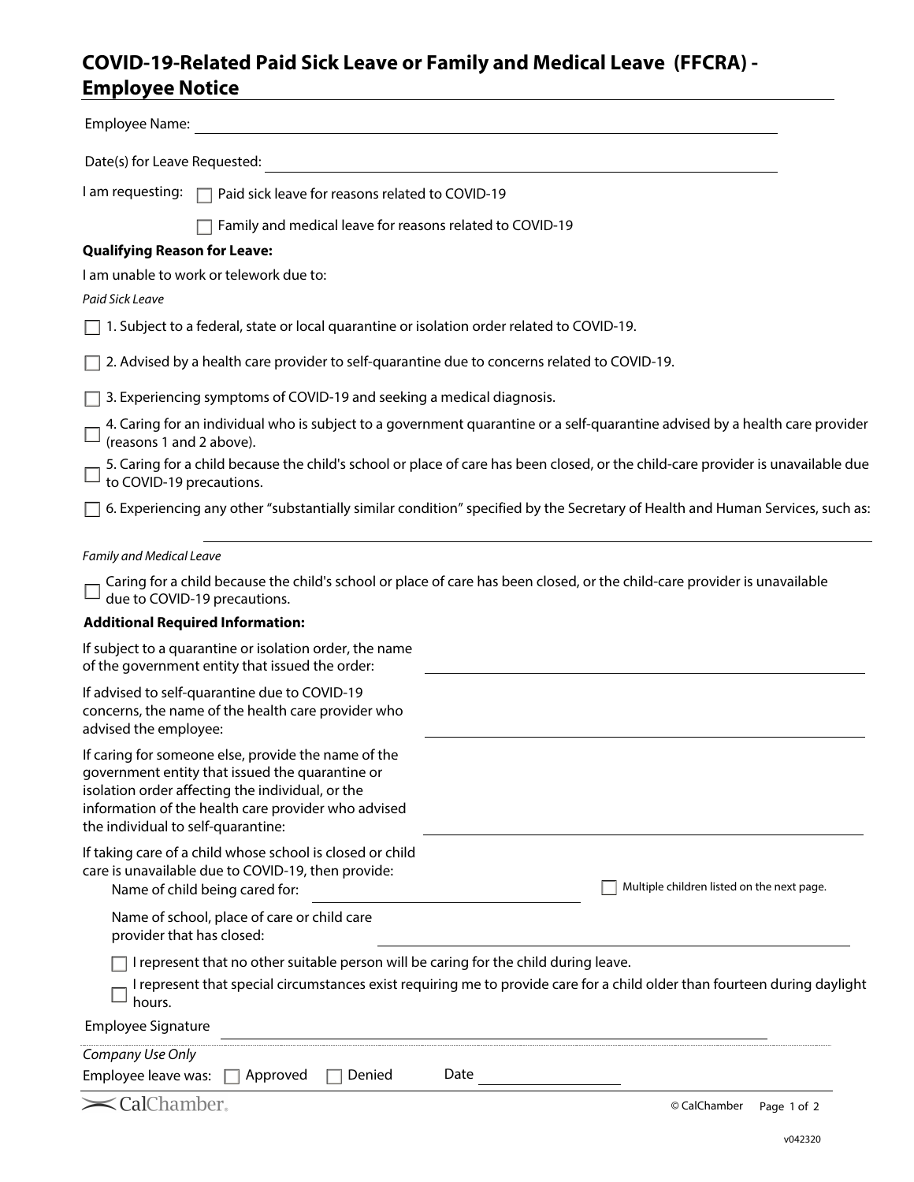# COVID-19-Related Paid Sick Leave or Family and Medical Leave (FFCRA) - Employee Notice

Employee Name: ______________________________

Date(s) for Leave Requested: ______________________________

I am requesting:

- ☐ Paid sick leave for reasons related to COVID-19
- ☐ Family and medical leave for reasons related to COVID-19

**Qualifying Reason for Leave:**

I am unable to work or telework due to:

*Paid Sick Leave*

- ☐ 1. Subject to a federal, state or local quarantine or isolation order related to COVID-19.
- ☐ 2. Advised by a health care provider to self-quarantine due to concerns related to COVID-19.
- ☐ 3. Experiencing symptoms of COVID-19 and seeking a medical diagnosis.
- ☐ 4. Caring for an individual who is subject to a government quarantine or a self-quarantine advised by a health care provider (reasons 1 and 2 above).
- ☐ 5. Caring for a child because the child's school or place of care has been closed, or the child-care provider is unavailable due to COVID-19 precautions.
- ☐ 6. Experiencing any other "substantially similar condition" specified by the Secretary of Health and Human Services, such as: ______________________________

*Family and Medical Leave*

- ☐ Caring for a child because the child's school or place of care has been closed, or the child-care provider is unavailable due to COVID-19 precautions.

**Additional Required Information:**

If subject to a quarantine or isolation order, the name of the government entity that issued the order: ______________________________

If advised to self-quarantine due to COVID-19 concerns, the name of the health care provider who advised the employee: ______________________________

If caring for someone else, provide the name of the government entity that issued the quarantine or isolation order affecting the individual, or the information of the health care provider who advised the individual to self-quarantine: ______________________________

If taking care of a child whose school is closed or child care is unavailable due to COVID-19, then provide:

Name of child being cared for: ______________________________ ☐ Multiple children listed on the next page.

Name of school, place of care or child care provider that has closed: ______________________________

- ☐ I represent that no other suitable person will be caring for the child during leave.
- ☐ I represent that special circumstances exist requiring me to provide care for a child older than fourteen during daylight hours.

Employee Signature ______________________________

*Company Use Only*

Employee leave was: ☐ Approved ☐ Denied Date ______________

© CalChamber

v042320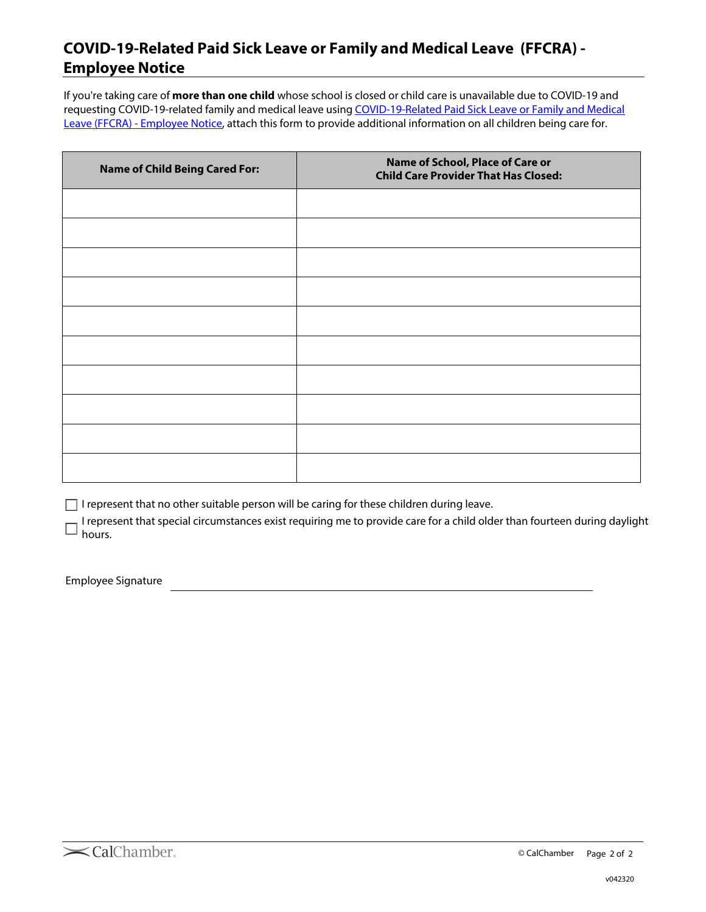# COVID-19-Related Paid Sick Leave or Family and Medical Leave (FFCRA) - Employee Notice

If you're taking care of **more than one child** whose school is closed or child care is unavailable due to COVID-19 and requesting COVID-19-related family and medical leave using COVID-19-Related Paid Sick Leave or Family and Medical Leave (FFCRA) - Employee Notice, attach this form to provide additional information on all children being care for.

| Name of Child Being Cared For: | Name of School, Place of Care or Child Care Provider That Has Closed: |
| --- | --- |
| | |
| | |
| | |
| | |
| | |
| | |
| | |
| | |
| | |
| | |

☐ I represent that no other suitable person will be caring for these children during leave.

☐ I represent that special circumstances exist requiring me to provide care for a child older than fourteen during daylight hours.

Employee Signature \_\_\_\_\_\_\_\_\_\_\_\_\_\_\_\_\_\_\_\_\_\_\_\_\_\_\_\_\_\_\_\_\_\_\_\_\_\_\_\_

v042320